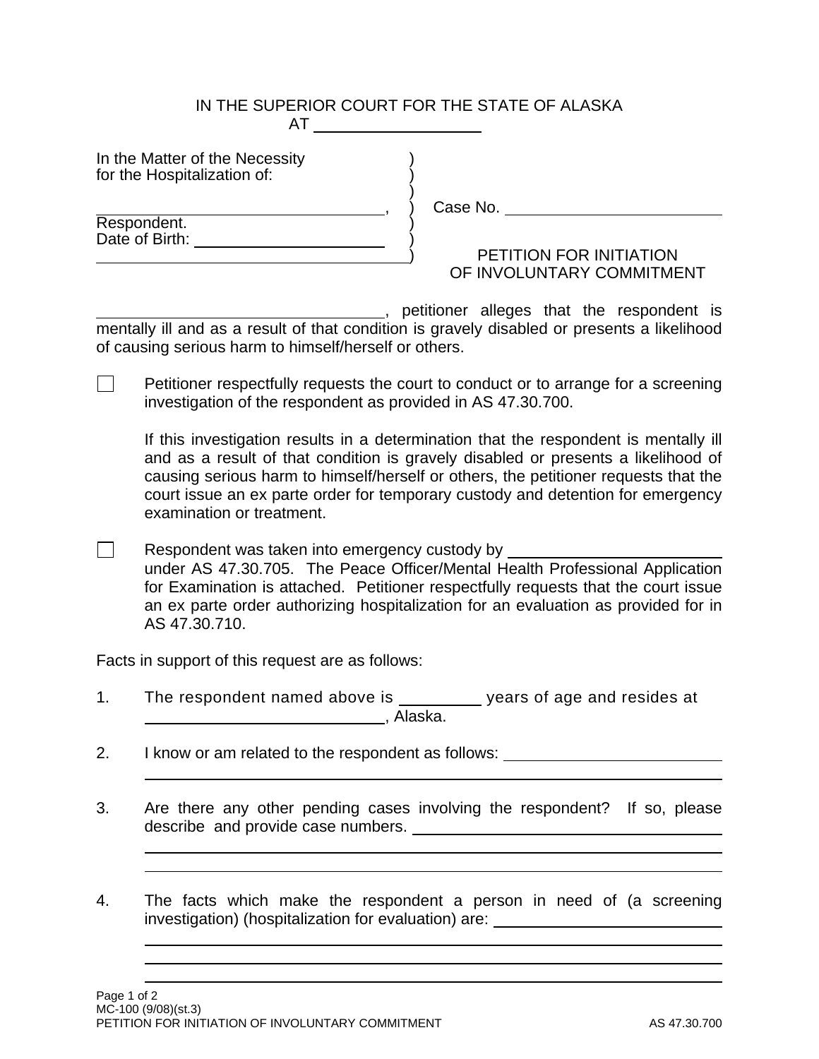IN THE SUPERIOR COURT FOR THE STATE OF ALASKA
AT ____________________

In the Matter of the Necessity
for the Hospitalization of:

__________________________________,
Respondent.
Date of Birth: ______________________
__________________________________

Case No. ________________________

PETITION FOR INITIATION
OF INVOLUNTARY COMMITMENT

__________________________________, petitioner alleges that the respondent is mentally ill and as a result of that condition is gravely disabled or presents a likelihood of causing serious harm to himself/herself or others.

☐ Petitioner respectfully requests the court to conduct or to arrange for a screening investigation of the respondent as provided in AS 47.30.700.

If this investigation results in a determination that the respondent is mentally ill and as a result of that condition is gravely disabled or presents a likelihood of causing serious harm to himself/herself or others, the petitioner requests that the court issue an ex parte order for temporary custody and detention for emergency examination or treatment.

☐ Respondent was taken into emergency custody by ______________________ under AS 47.30.705. The Peace Officer/Mental Health Professional Application for Examination is attached. Petitioner respectfully requests that the court issue an ex parte order authorizing hospitalization for an evaluation as provided for in AS 47.30.710.

Facts in support of this request are as follows:

1. The respondent named above is __________ years of age and resides at ____________________________, Alaska.

2. I know or am related to the respondent as follows: ______________________________
______________________________________________________________

3. Are there any other pending cases involving the respondent? If so, please describe and provide case numbers. ______________________________
______________________________________________________________
______________________________________________________________

4. The facts which make the respondent a person in need of (a screening investigation) (hospitalization for evaluation) are: ______________________________
______________________________________________________________
______________________________________________________________
______________________________________________________________

MC-100 (9/08)(st.3)
PETITION FOR INITIATION OF INVOLUNTARY COMMITMENT AS 47.30.700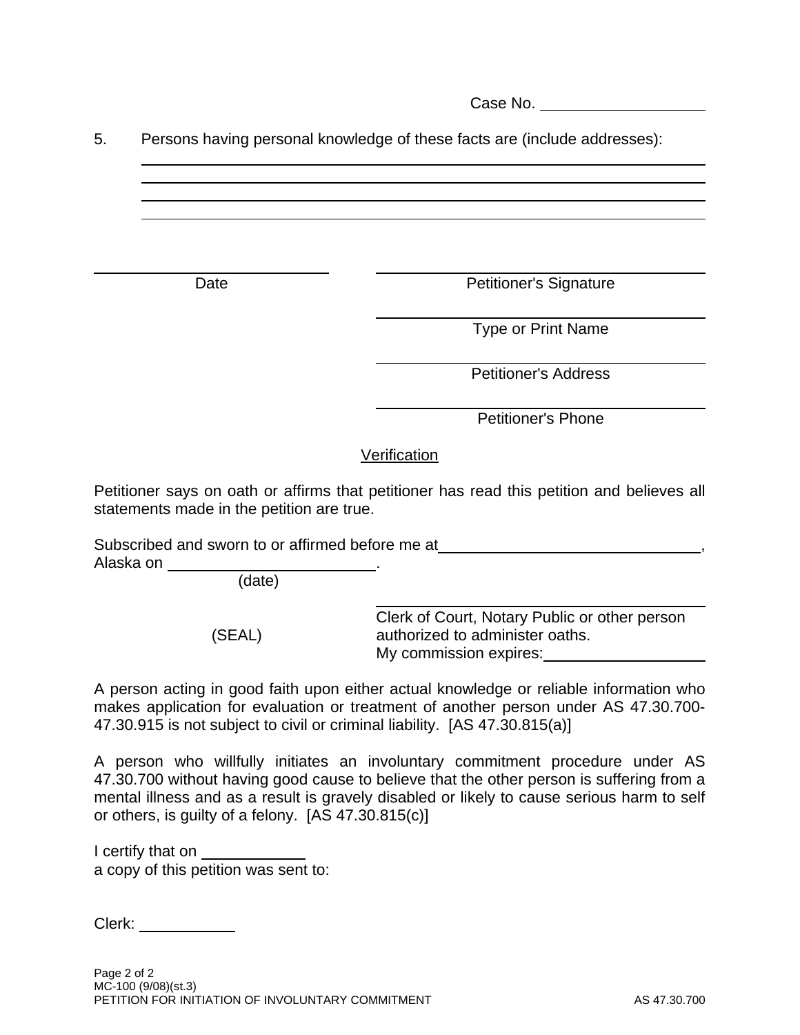Case No. ____________________

5. Persons having personal knowledge of these facts are (include addresses):

______________________________________________________________
______________________________________________________________
______________________________________________________________
______________________________________________________________

| | |
|---|---|
| ____________________ Date | ______________________________ Petitioner's Signature |
| | ______________________________ Type or Print Name |
| | ______________________________ Petitioner's Address |
| | ______________________________ Petitioner's Phone |

<u>Verification</u>

Petitioner says on oath or affirms that petitioner has read this petition and believes all statements made in the petition are true.

Subscribed and sworn to or affirmed before me at ______________________________, Alaska on ________________________.
(date)

(SEAL)

______________________________
Clerk of Court, Notary Public or other person authorized to administer oaths.
My commission expires: ____________________

A person acting in good faith upon either actual knowledge or reliable information who makes application for evaluation or treatment of another person under AS 47.30.700-47.30.915 is not subject to civil or criminal liability. [AS 47.30.815(a)]

A person who willfully initiates an involuntary commitment procedure under AS 47.30.700 without having good cause to believe that the other person is suffering from a mental illness and as a result is gravely disabled or likely to cause serious harm to self or others, is guilty of a felony. [AS 47.30.815(c)]

I certify that on ____________
a copy of this petition was sent to:

Clerk: ___________

MC-100 (9/08)(st.3)
PETITION FOR INITIATION OF INVOLUNTARY COMMITMENT AS 47.30.700